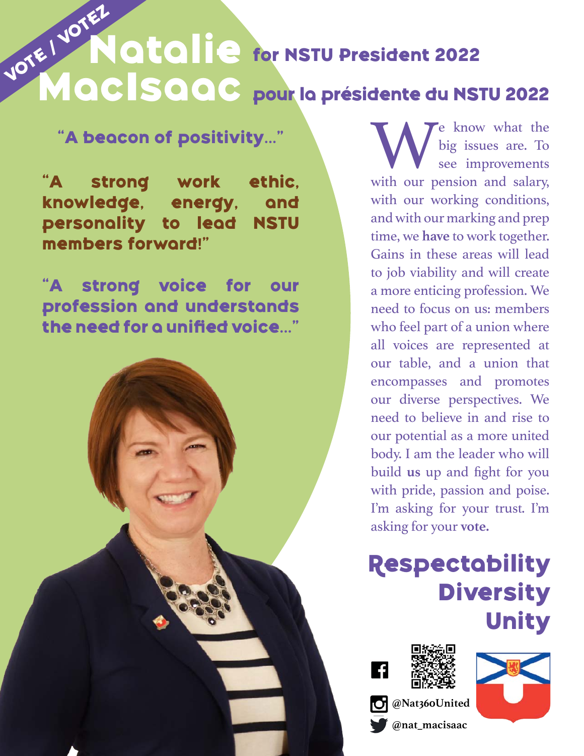VOTE / VOTEZ

# Natalie MacIsaac for NSTU President 2022

## pour la présidente du NSTU 2022

"A beacon of positivity…"

"A strong work ethic, knowledge, energy, and personality to lead NSTU members forward!"

"A strong voice for our profession and understands the need for a unified voice…"

We know what the big issues are. To see improvements with our pension and salary, with our working conditions, and with our marking and prep time, we **have** to work together. Gains in these areas will lead to job viability and will create a more enticing profession. We need to focus on us: members who feel part of a union where all voices are represented at our table, and a union that encompasses and promotes our diverse perspectives. We need to believe in and rise to our potential as a more united body. I am the leader who will build **us** up and fight for you with pride, passion and poise. I'm asking for your trust. I'm asking for your **vote.**

## Respectability
## Diversity
## Unity

@Nat360United

@nat_macisaac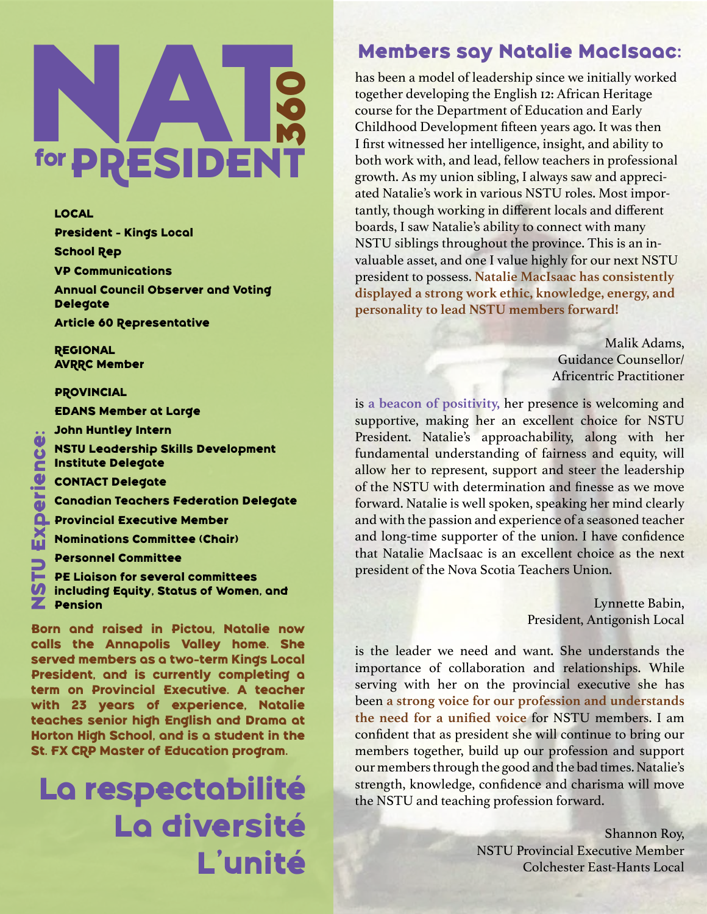# NAT 360 for PRESIDENT

## NSTU Experience:

**LOCAL**

- President - Kings Local
- School Rep
- VP Communications
- Annual Council Observer and Voting Delegate
- Article 60 Representative

**REGIONAL**

- AVRRC Member

**PROVINCIAL**

- EDANS Member at Large
- John Huntley Intern
- NSTU Leadership Skills Development Institute Delegate
- CONTACT Delegate
- Canadian Teachers Federation Delegate
- Provincial Executive Member
- Nominations Committee (Chair)
- Personnel Committee
- PE Liaison for several committees including Equity, Status of Women, and Pension

**Born and raised in Pictou, Natalie now calls the Annapolis Valley home. She served members as a two-term Kings Local President, and is currently completing a term on Provincial Executive. A teacher with 23 years of experience, Natalie teaches senior high English and Drama at Horton High School, and is a student in the St. FX CRP Master of Education program.**

## La respectabilité La diversité L'unité

## Members say Natalie MacIsaac:

has been a model of leadership since we initially worked together developing the English 12: African Heritage course for the Department of Education and Early Childhood Development fifteen years ago. It was then I first witnessed her intelligence, insight, and ability to both work with, and lead, fellow teachers in professional growth. As my union sibling, I always saw and appreciated Natalie's work in various NSTU roles. Most importantly, though working in different locals and different boards, I saw Natalie's ability to connect with many NSTU siblings throughout the province. This is an invaluable asset, and one I value highly for our next NSTU president to possess. **Natalie MacIsaac has consistently displayed a strong work ethic, knowledge, energy, and personality to lead NSTU members forward!**

Malik Adams,
Guidance Counsellor/
Africentric Practitioner

is **a beacon of positivity,** her presence is welcoming and supportive, making her an excellent choice for NSTU President. Natalie's approachability, along with her fundamental understanding of fairness and equity, will allow her to represent, support and steer the leadership of the NSTU with determination and finesse as we move forward. Natalie is well spoken, speaking her mind clearly and with the passion and experience of a seasoned teacher and long-time supporter of the union. I have confidence that Natalie MacIsaac is an excellent choice as the next president of the Nova Scotia Teachers Union.

Lynnette Babin,
President, Antigonish Local

is the leader we need and want. She understands the importance of collaboration and relationships. While serving with her on the provincial executive she has been **a strong voice for our profession and understands the need for a unified voice** for NSTU members. I am confident that as president she will continue to bring our members together, build up our profession and support our members through the good and the bad times. Natalie's strength, knowledge, confidence and charisma will move the NSTU and teaching profession forward.

Shannon Roy,
NSTU Provincial Executive Member
Colchester East-Hants Local